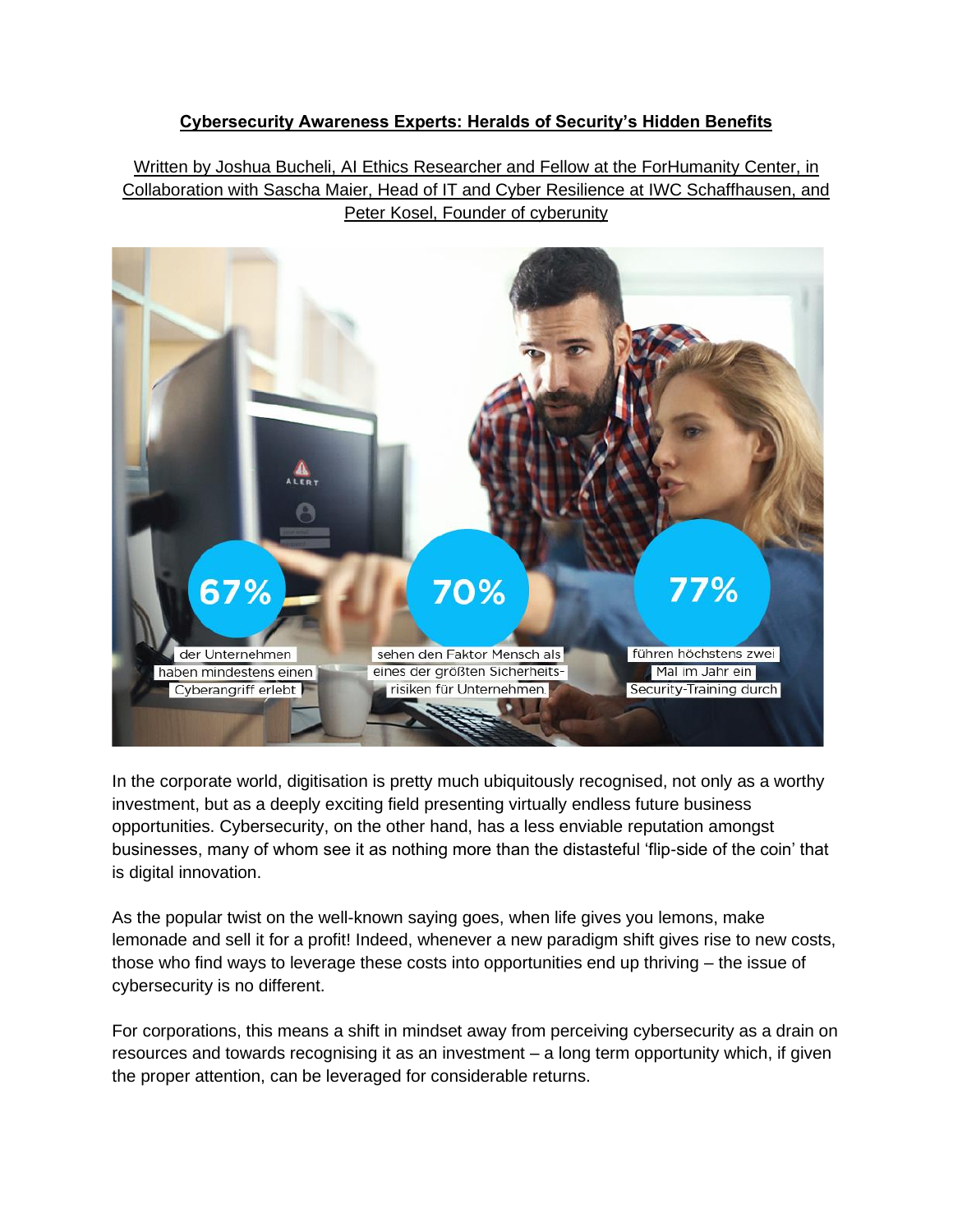**Cybersecurity Awareness Experts: Heralds of Security's Hidden Benefits**

Written by Joshua Bucheli, AI Ethics Researcher and Fellow at the ForHumanity Center, in Collaboration with Sascha Maier, Head of IT and Cyber Resilience at IWC Schaffhausen, and Peter Kosel, Founder of cyberunity

67% der Unternehmen haben mindestens einen Cyberangriff erlebt

70% sehen den Faktor Mensch als eines der größten Sicherheitsrisiken für Unternehmen

77% führen höchstens zwei Mal im Jahr ein Security-Training durch

In the corporate world, digitisation is pretty much ubiquitously recognised, not only as a worthy investment, but as a deeply exciting field presenting virtually endless future business opportunities. Cybersecurity, on the other hand, has a less enviable reputation amongst businesses, many of whom see it as nothing more than the distasteful 'flip-side of the coin' that is digital innovation.

As the popular twist on the well-known saying goes, when life gives you lemons, make lemonade and sell it for a profit! Indeed, whenever a new paradigm shift gives rise to new costs, those who find ways to leverage these costs into opportunities end up thriving – the issue of cybersecurity is no different.

For corporations, this means a shift in mindset away from perceiving cybersecurity as a drain on resources and towards recognising it as an investment – a long term opportunity which, if given the proper attention, can be leveraged for considerable returns.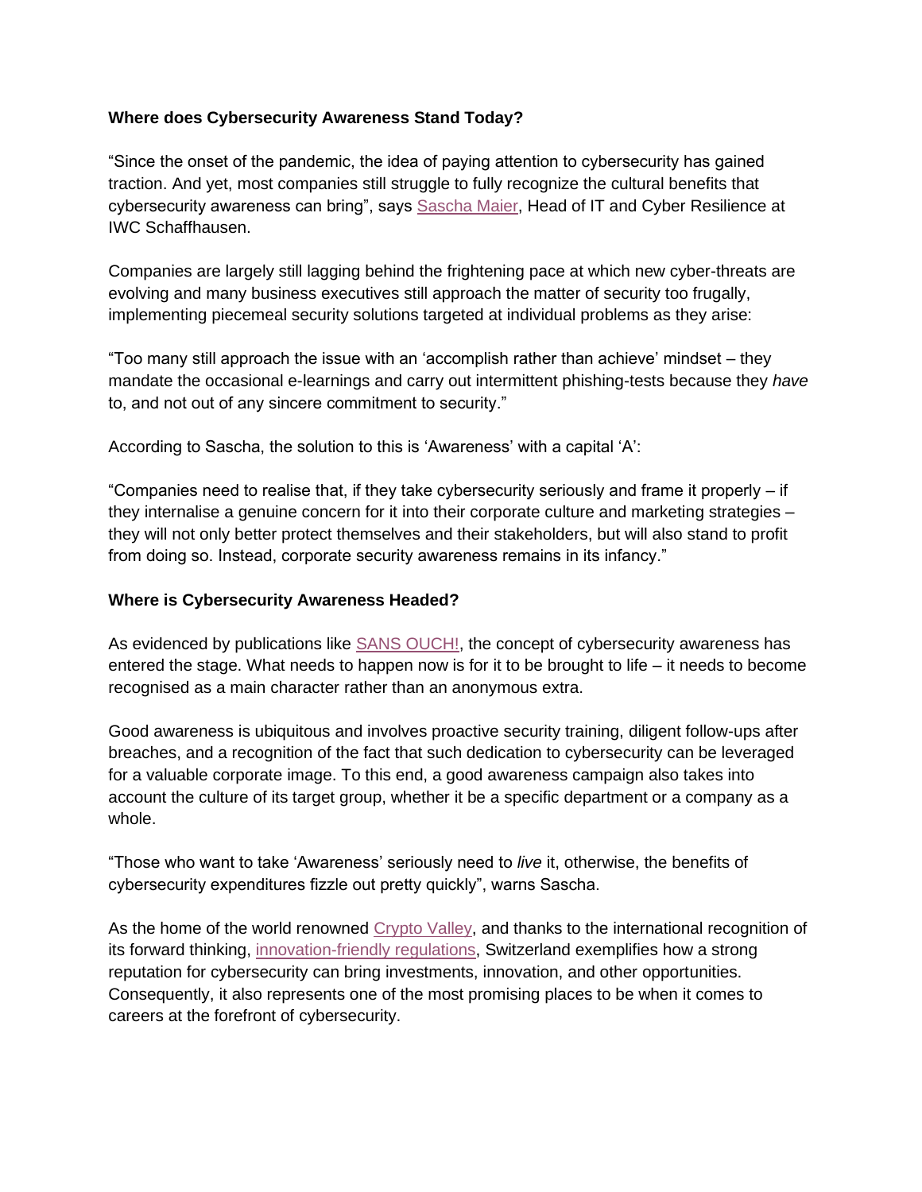**Where does Cybersecurity Awareness Stand Today?**

"Since the onset of the pandemic, the idea of paying attention to cybersecurity has gained traction. And yet, most companies still struggle to fully recognize the cultural benefits that cybersecurity awareness can bring", says Sascha Maier, Head of IT and Cyber Resilience at IWC Schaffhausen.

Companies are largely still lagging behind the frightening pace at which new cyber-threats are evolving and many business executives still approach the matter of security too frugally, implementing piecemeal security solutions targeted at individual problems as they arise:

"Too many still approach the issue with an 'accomplish rather than achieve' mindset – they mandate the occasional e-learnings and carry out intermittent phishing-tests because they *have* to, and not out of any sincere commitment to security."

According to Sascha, the solution to this is 'Awareness' with a capital 'A':

"Companies need to realise that, if they take cybersecurity seriously and frame it properly – if they internalise a genuine concern for it into their corporate culture and marketing strategies – they will not only better protect themselves and their stakeholders, but will also stand to profit from doing so. Instead, corporate security awareness remains in its infancy."

**Where is Cybersecurity Awareness Headed?**

As evidenced by publications like SANS OUCH!, the concept of cybersecurity awareness has entered the stage. What needs to happen now is for it to be brought to life – it needs to become recognised as a main character rather than an anonymous extra.

Good awareness is ubiquitous and involves proactive security training, diligent follow-ups after breaches, and a recognition of the fact that such dedication to cybersecurity can be leveraged for a valuable corporate image. To this end, a good awareness campaign also takes into account the culture of its target group, whether it be a specific department or a company as a whole.

"Those who want to take 'Awareness' seriously need to *live* it, otherwise, the benefits of cybersecurity expenditures fizzle out pretty quickly", warns Sascha.

As the home of the world renowned Crypto Valley, and thanks to the international recognition of its forward thinking, innovation-friendly regulations, Switzerland exemplifies how a strong reputation for cybersecurity can bring investments, innovation, and other opportunities. Consequently, it also represents one of the most promising places to be when it comes to careers at the forefront of cybersecurity.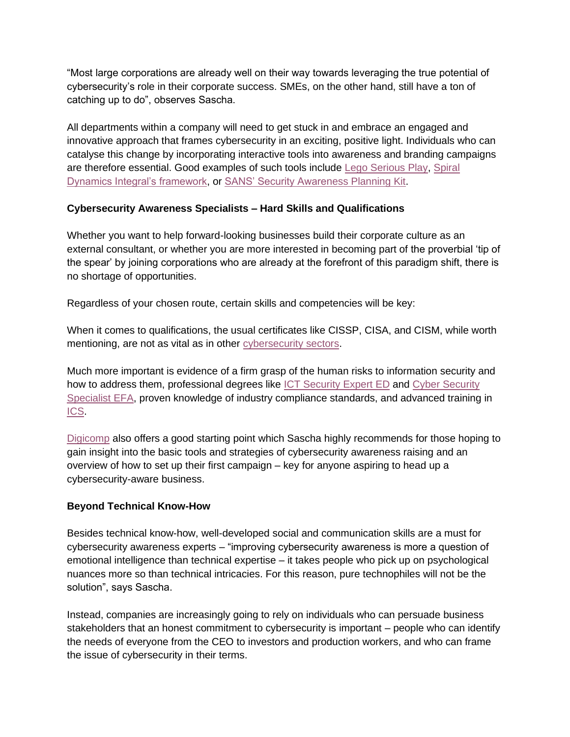"Most large corporations are already well on their way towards leveraging the true potential of cybersecurity's role in their corporate success. SMEs, on the other hand, still have a ton of catching up to do", observes Sascha.

All departments within a company will need to get stuck in and embrace an engaged and innovative approach that frames cybersecurity in an exciting, positive light. Individuals who can catalyse this change by incorporating interactive tools into awareness and branding campaigns are therefore essential. Good examples of such tools include Lego Serious Play, Spiral Dynamics Integral's framework, or SANS' Security Awareness Planning Kit.

**Cybersecurity Awareness Specialists – Hard Skills and Qualifications**

Whether you want to help forward-looking businesses build their corporate culture as an external consultant, or whether you are more interested in becoming part of the proverbial 'tip of the spear' by joining corporations who are already at the forefront of this paradigm shift, there is no shortage of opportunities.

Regardless of your chosen route, certain skills and competencies will be key:

When it comes to qualifications, the usual certificates like CISSP, CISA, and CISM, while worth mentioning, are not as vital as in other cybersecurity sectors.

Much more important is evidence of a firm grasp of the human risks to information security and how to address them, professional degrees like ICT Security Expert ED and Cyber Security Specialist EFA, proven knowledge of industry compliance standards, and advanced training in ICS.

Digicomp also offers a good starting point which Sascha highly recommends for those hoping to gain insight into the basic tools and strategies of cybersecurity awareness raising and an overview of how to set up their first campaign – key for anyone aspiring to head up a cybersecurity-aware business.

**Beyond Technical Know-How**

Besides technical know-how, well-developed social and communication skills are a must for cybersecurity awareness experts – "improving cybersecurity awareness is more a question of emotional intelligence than technical expertise – it takes people who pick up on psychological nuances more so than technical intricacies. For this reason, pure technophiles will not be the solution", says Sascha.

Instead, companies are increasingly going to rely on individuals who can persuade business stakeholders that an honest commitment to cybersecurity is important – people who can identify the needs of everyone from the CEO to investors and production workers, and who can frame the issue of cybersecurity in their terms.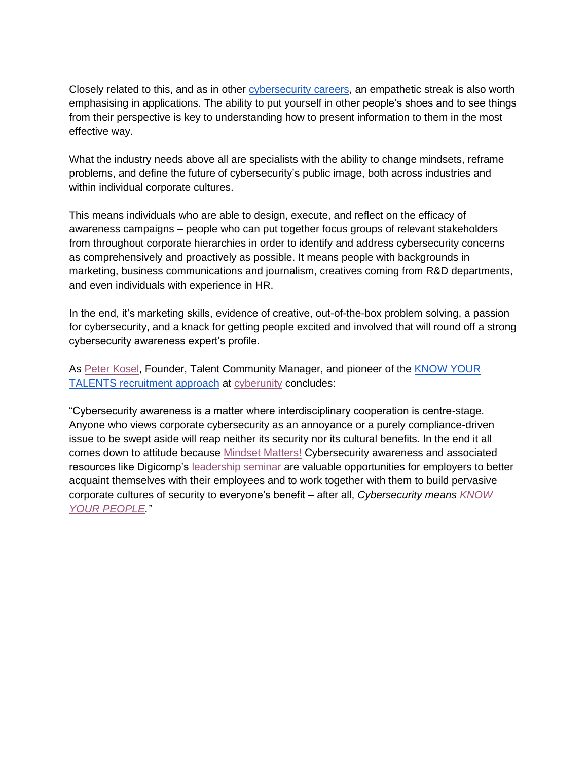Closely related to this, and as in other cybersecurity careers, an empathetic streak is also worth emphasising in applications. The ability to put yourself in other people's shoes and to see things from their perspective is key to understanding how to present information to them in the most effective way.

What the industry needs above all are specialists with the ability to change mindsets, reframe problems, and define the future of cybersecurity's public image, both across industries and within individual corporate cultures.

This means individuals who are able to design, execute, and reflect on the efficacy of awareness campaigns – people who can put together focus groups of relevant stakeholders from throughout corporate hierarchies in order to identify and address cybersecurity concerns as comprehensively and proactively as possible. It means people with backgrounds in marketing, business communications and journalism, creatives coming from R&D departments, and even individuals with experience in HR.

In the end, it's marketing skills, evidence of creative, out-of-the-box problem solving, a passion for cybersecurity, and a knack for getting people excited and involved that will round off a strong cybersecurity awareness expert's profile.

As Peter Kosel, Founder, Talent Community Manager, and pioneer of the KNOW YOUR TALENTS recruitment approach at cyberunity concludes:

"Cybersecurity awareness is a matter where interdisciplinary cooperation is centre-stage. Anyone who views corporate cybersecurity as an annoyance or a purely compliance-driven issue to be swept aside will reap neither its security nor its cultural benefits. In the end it all comes down to attitude because Mindset Matters! Cybersecurity awareness and associated resources like Digicomp's leadership seminar are valuable opportunities for employers to better acquaint themselves with their employees and to work together with them to build pervasive corporate cultures of security to everyone's benefit – after all, *Cybersecurity means KNOW YOUR PEOPLE."*